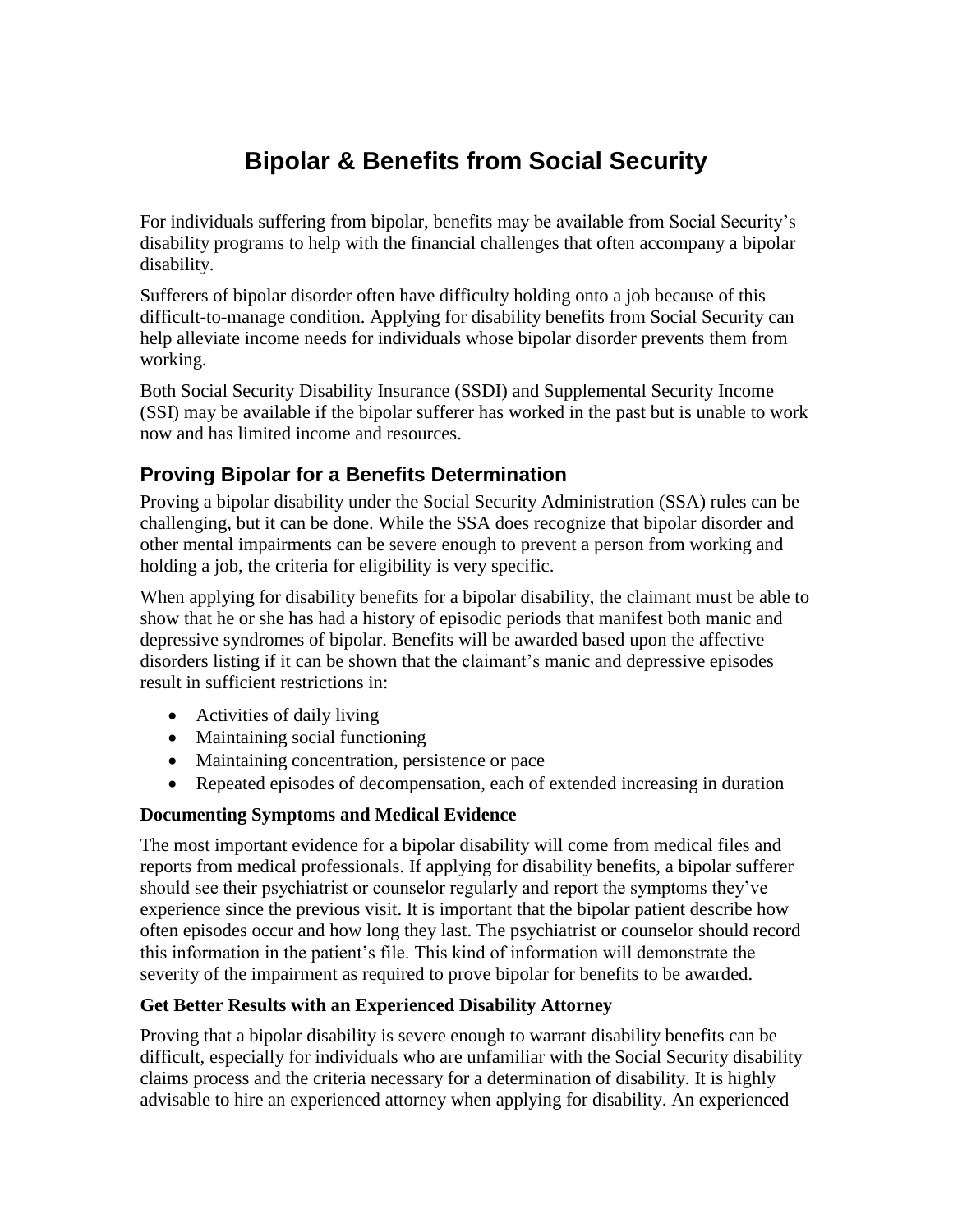# Bipolar & Benefits from Social Security

For individuals suffering from bipolar, benefits may be available from Social Security's disability programs to help with the financial challenges that often accompany a bipolar disability.

Sufferers of bipolar disorder often have difficulty holding onto a job because of this difficult-to-manage condition. Applying for disability benefits from Social Security can help alleviate income needs for individuals whose bipolar disorder prevents them from working.

Both Social Security Disability Insurance (SSDI) and Supplemental Security Income (SSI) may be available if the bipolar sufferer has worked in the past but is unable to work now and has limited income and resources.

## Proving Bipolar for a Benefits Determination

Proving a bipolar disability under the Social Security Administration (SSA) rules can be challenging, but it can be done. While the SSA does recognize that bipolar disorder and other mental impairments can be severe enough to prevent a person from working and holding a job, the criteria for eligibility is very specific.

When applying for disability benefits for a bipolar disability, the claimant must be able to show that he or she has had a history of episodic periods that manifest both manic and depressive syndromes of bipolar. Benefits will be awarded based upon the affective disorders listing if it can be shown that the claimant's manic and depressive episodes result in sufficient restrictions in:

- Activities of daily living
- Maintaining social functioning
- Maintaining concentration, persistence or pace
- Repeated episodes of decompensation, each of extended increasing in duration

### Documenting Symptoms and Medical Evidence

The most important evidence for a bipolar disability will come from medical files and reports from medical professionals. If applying for disability benefits, a bipolar sufferer should see their psychiatrist or counselor regularly and report the symptoms they've experience since the previous visit. It is important that the bipolar patient describe how often episodes occur and how long they last. The psychiatrist or counselor should record this information in the patient's file. This kind of information will demonstrate the severity of the impairment as required to prove bipolar for benefits to be awarded.

### Get Better Results with an Experienced Disability Attorney

Proving that a bipolar disability is severe enough to warrant disability benefits can be difficult, especially for individuals who are unfamiliar with the Social Security disability claims process and the criteria necessary for a determination of disability. It is highly advisable to hire an experienced attorney when applying for disability. An experienced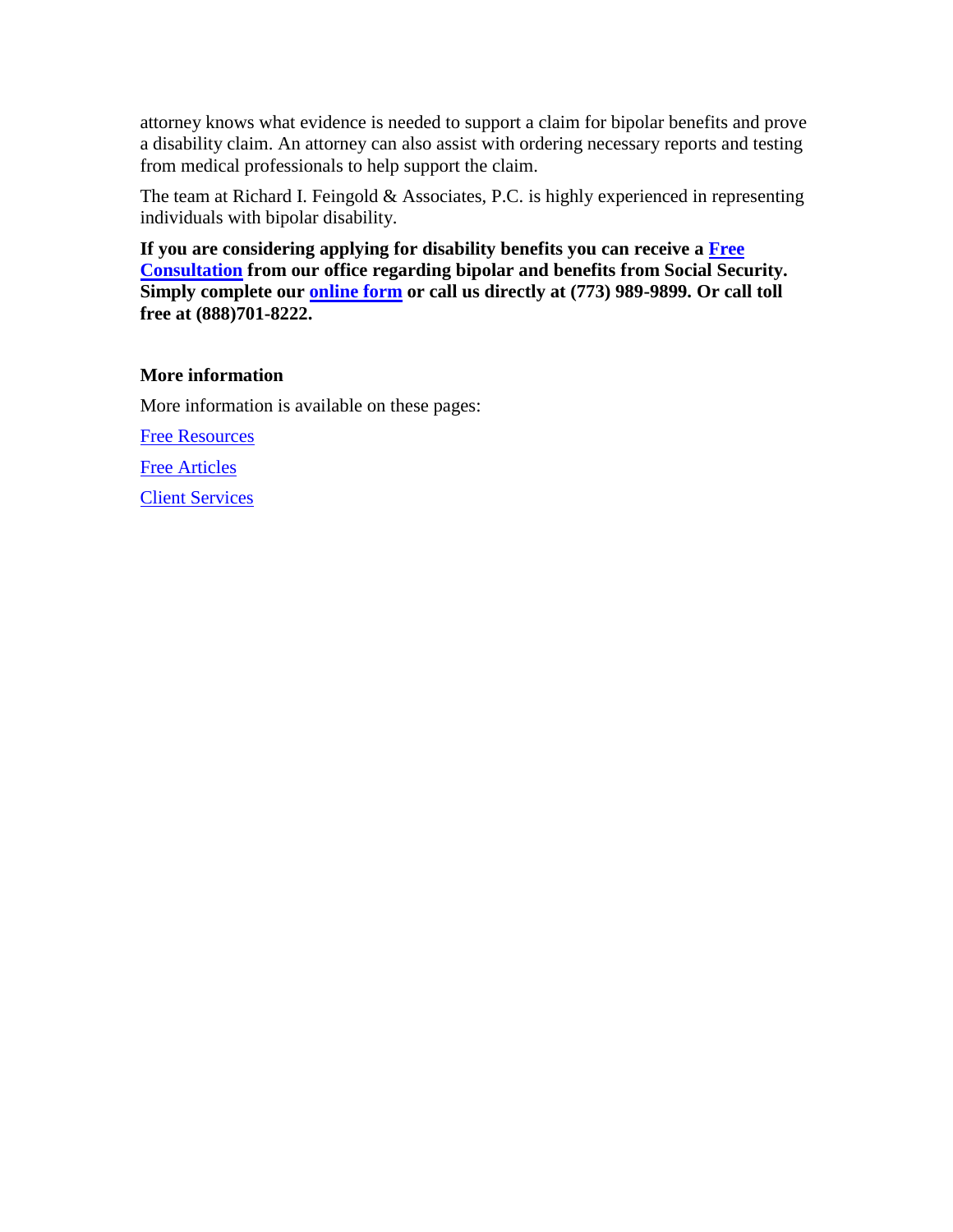attorney knows what evidence is needed to support a claim for bipolar benefits and prove a disability claim. An attorney can also assist with ordering necessary reports and testing from medical professionals to help support the claim.

The team at Richard I. Feingold & Associates, P.C. is highly experienced in representing individuals with bipolar disability.

**If you are considering applying for disability benefits you can receive a Free Consultation from our office regarding bipolar and benefits from Social Security. Simply complete our online form or call us directly at (773) 989-9899. Or call toll free at (888)701-8222.**

**More information**

More information is available on these pages:

Free Resources

Free Articles

Client Services